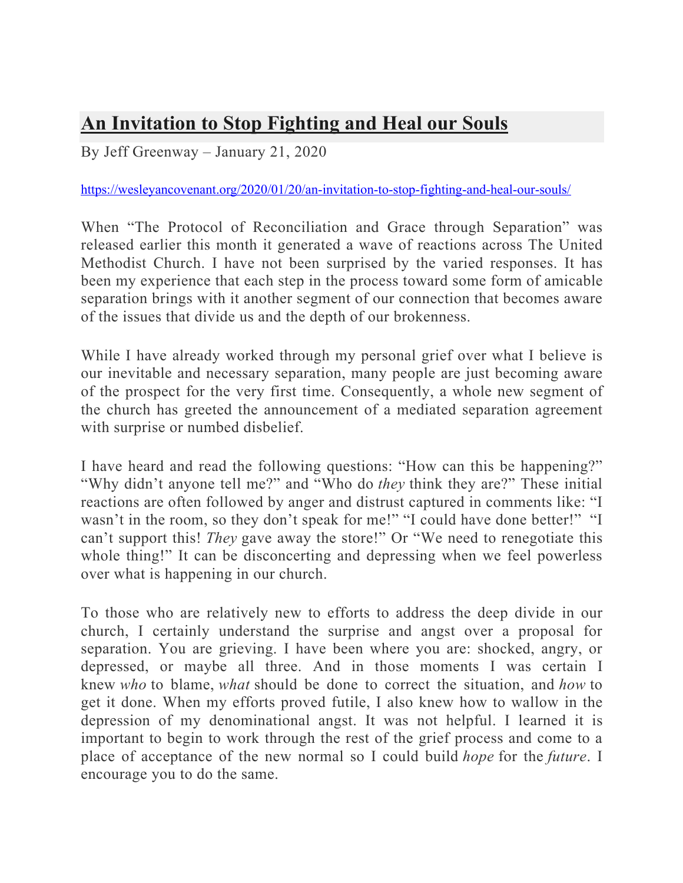# An Invitation to Stop Fighting and Heal our Souls

By Jeff Greenway – January 21, 2020

https://wesleyancovenant.org/2020/01/20/an-invitation-to-stop-fighting-and-heal-our-souls/

When "The Protocol of Reconciliation and Grace through Separation" was released earlier this month it generated a wave of reactions across The United Methodist Church. I have not been surprised by the varied responses. It has been my experience that each step in the process toward some form of amicable separation brings with it another segment of our connection that becomes aware of the issues that divide us and the depth of our brokenness.

While I have already worked through my personal grief over what I believe is our inevitable and necessary separation, many people are just becoming aware of the prospect for the very first time. Consequently, a whole new segment of the church has greeted the announcement of a mediated separation agreement with surprise or numbed disbelief.

I have heard and read the following questions: "How can this be happening?" "Why didn't anyone tell me?" and "Who do *they* think they are?" These initial reactions are often followed by anger and distrust captured in comments like: "I wasn't in the room, so they don't speak for me!" "I could have done better!" "I can't support this! *They* gave away the store!" Or "We need to renegotiate this whole thing!" It can be disconcerting and depressing when we feel powerless over what is happening in our church.

To those who are relatively new to efforts to address the deep divide in our church, I certainly understand the surprise and angst over a proposal for separation. You are grieving. I have been where you are: shocked, angry, or depressed, or maybe all three. And in those moments I was certain I knew *who* to blame, *what* should be done to correct the situation, and *how* to get it done. When my efforts proved futile, I also knew how to wallow in the depression of my denominational angst. It was not helpful. I learned it is important to begin to work through the rest of the grief process and come to a place of acceptance of the new normal so I could build *hope* for the *future*. I encourage you to do the same.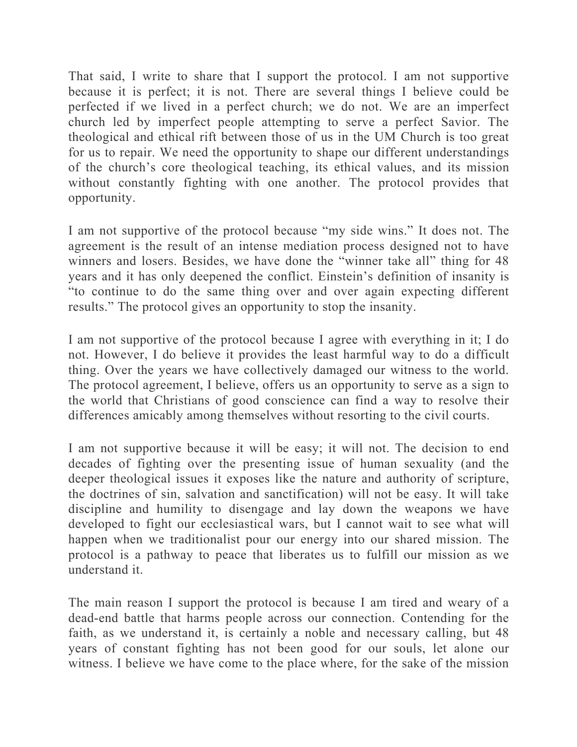That said, I write to share that I support the protocol. I am not supportive because it is perfect; it is not. There are several things I believe could be perfected if we lived in a perfect church; we do not. We are an imperfect church led by imperfect people attempting to serve a perfect Savior. The theological and ethical rift between those of us in the UM Church is too great for us to repair. We need the opportunity to shape our different understandings of the church's core theological teaching, its ethical values, and its mission without constantly fighting with one another. The protocol provides that opportunity.

I am not supportive of the protocol because "my side wins." It does not. The agreement is the result of an intense mediation process designed not to have winners and losers. Besides, we have done the "winner take all" thing for 48 years and it has only deepened the conflict. Einstein's definition of insanity is "to continue to do the same thing over and over again expecting different results." The protocol gives an opportunity to stop the insanity.

I am not supportive of the protocol because I agree with everything in it; I do not. However, I do believe it provides the least harmful way to do a difficult thing. Over the years we have collectively damaged our witness to the world. The protocol agreement, I believe, offers us an opportunity to serve as a sign to the world that Christians of good conscience can find a way to resolve their differences amicably among themselves without resorting to the civil courts.

I am not supportive because it will be easy; it will not. The decision to end decades of fighting over the presenting issue of human sexuality (and the deeper theological issues it exposes like the nature and authority of scripture, the doctrines of sin, salvation and sanctification) will not be easy. It will take discipline and humility to disengage and lay down the weapons we have developed to fight our ecclesiastical wars, but I cannot wait to see what will happen when we traditionalist pour our energy into our shared mission. The protocol is a pathway to peace that liberates us to fulfill our mission as we understand it.

The main reason I support the protocol is because I am tired and weary of a dead-end battle that harms people across our connection. Contending for the faith, as we understand it, is certainly a noble and necessary calling, but 48 years of constant fighting has not been good for our souls, let alone our witness. I believe we have come to the place where, for the sake of the mission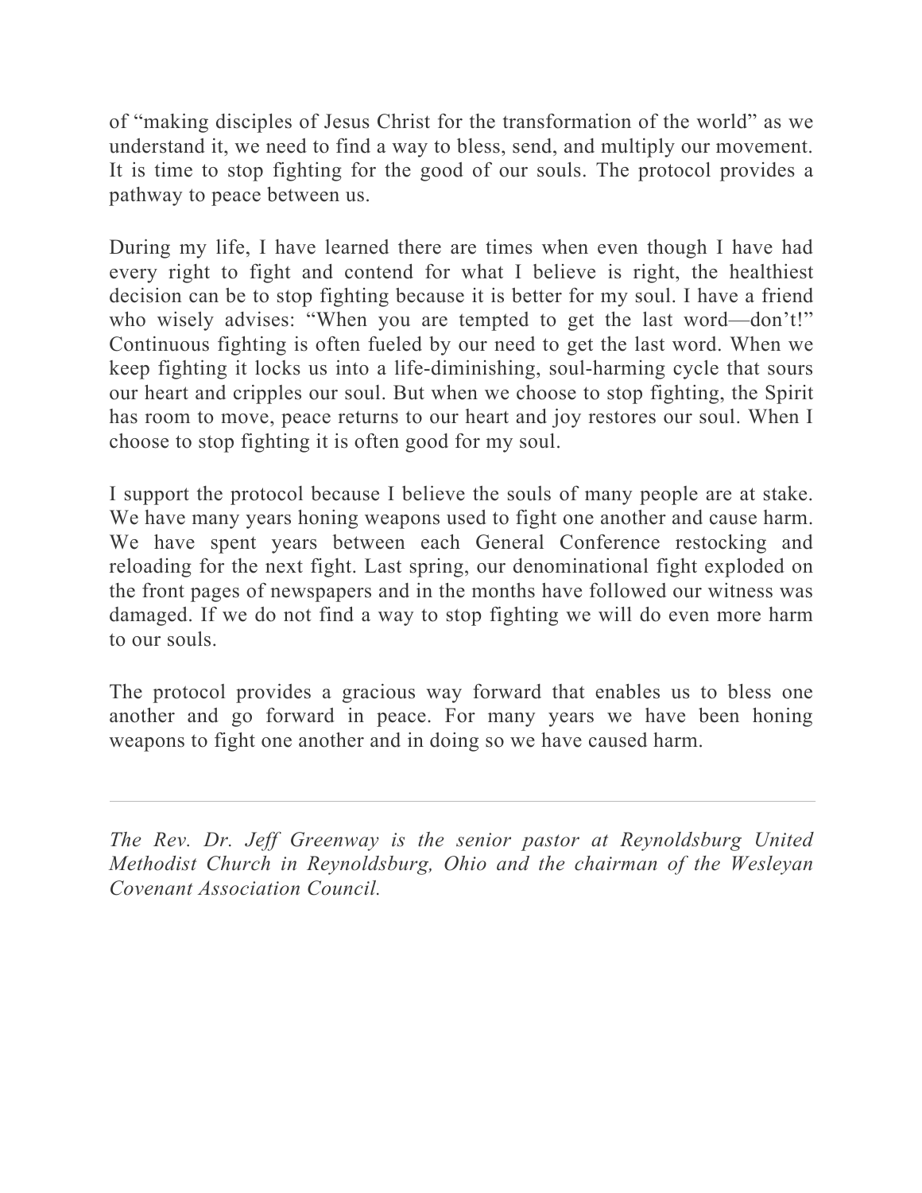of "making disciples of Jesus Christ for the transformation of the world" as we understand it, we need to find a way to bless, send, and multiply our movement. It is time to stop fighting for the good of our souls. The protocol provides a pathway to peace between us.

During my life, I have learned there are times when even though I have had every right to fight and contend for what I believe is right, the healthiest decision can be to stop fighting because it is better for my soul. I have a friend who wisely advises: "When you are tempted to get the last word—don't!" Continuous fighting is often fueled by our need to get the last word. When we keep fighting it locks us into a life-diminishing, soul-harming cycle that sours our heart and cripples our soul. But when we choose to stop fighting, the Spirit has room to move, peace returns to our heart and joy restores our soul. When I choose to stop fighting it is often good for my soul.

I support the protocol because I believe the souls of many people are at stake. We have many years honing weapons used to fight one another and cause harm. We have spent years between each General Conference restocking and reloading for the next fight. Last spring, our denominational fight exploded on the front pages of newspapers and in the months have followed our witness was damaged. If we do not find a way to stop fighting we will do even more harm to our souls.

The protocol provides a gracious way forward that enables us to bless one another and go forward in peace. For many years we have been honing weapons to fight one another and in doing so we have caused harm.

---

*The Rev. Dr. Jeff Greenway is the senior pastor at Reynoldsburg United Methodist Church in Reynoldsburg, Ohio and the chairman of the Wesleyan Covenant Association Council.*